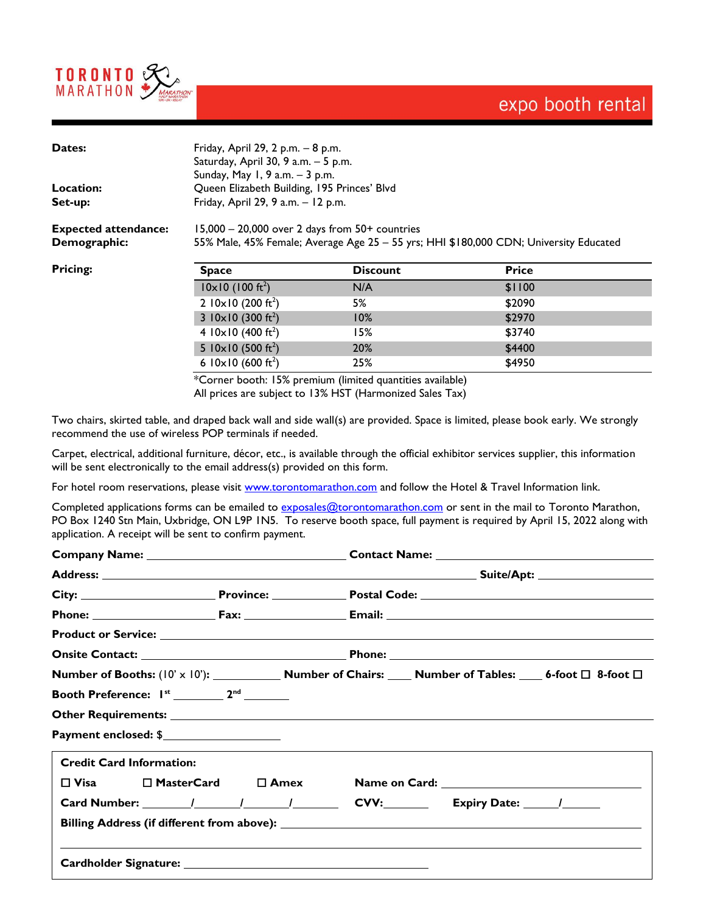TORONTO MARATHON

# expo booth rental

**Dates:** Friday, April 29, 2 p.m. – 8 p.m.
Saturday, April 30, 9 a.m. – 5 p.m.
Sunday, May 1, 9 a.m. – 3 p.m.

**Location:** Queen Elizabeth Building, 195 Princes' Blvd

**Set-up:** Friday, April 29, 9 a.m. – 12 p.m.

**Expected attendance:** 15,000 – 20,000 over 2 days from 50+ countries

**Demographic:** 55% Male, 45% Female; Average Age 25 – 55 yrs; HHI $180,000 CDN; University Educated

**Pricing:**

| Space | Discount | Price |
|---|---|---|
| 10x10 (100 ft$^2$) | N/A | $1100 |
| 2 10x10 (200 ft$^2$) | 5% | $2090 |
| 3 10x10 (300 ft$^2$) | 10% | $2970 |
| 4 10x10 (400 ft$^2$) | 15% | $3740 |
| 5 10x10 (500 ft$^2$) | 20% | $4400 |
| 6 10x10 (600 ft$^2$) | 25% | $4950 |

*Corner booth: 15% premium (limited quantities available)
All prices are subject to 13% HST (Harmonized Sales Tax)

Two chairs, skirted table, and draped back wall and side wall(s) are provided. Space is limited, please book early. We strongly recommend the use of wireless POP terminals if needed.

Carpet, electrical, additional furniture, décor, etc., is available through the official exhibitor services supplier, this information will be sent electronically to the email address(s) provided on this form.

For hotel room reservations, please visit www.torontomarathon.com and follow the Hotel & Travel Information link.

Completed applications forms can be emailed to exposales@torontomarathon.com or sent in the mail to Toronto Marathon, PO Box 1240 Stn Main, Uxbridge, ON L9P 1N5. To reserve booth space, full payment is required by April 15, 2022 along with application. A receipt will be sent to confirm payment.

**Company Name:** ____________________ **Contact Name:** ____________________

**Address:** ________________________________________ **Suite/Apt:** ____________

**City:** ______________ **Province:** __________ **Postal Code:** ______________

**Phone:** ______________ **Fax:** ______________ **Email:** ______________________

**Product or Service:** ________________________________________________

**Onsite Contact:** ____________________ **Phone:** ____________________

**Number of Booths:** (10' x 10'): ________ **Number of Chairs:** ____ **Number of Tables:** ____ **6-foot** ☐ **8-foot** ☐

**Booth Preference:** **1st** ________ **2nd** ________

**Other Requirements:** ________________________________________________

**Payment enclosed:** $________________

**Credit Card Information:**

☐ **Visa** ☐ **MasterCard** ☐ **Amex** **Name on Card:** ____________________

**Card Number:** _______/_______/_______/_______ **CVV:**_______ **Expiry Date:** _____/_____

**Billing Address (if different from above):** ________________________________________

________________________________________________________________

**Cardholder Signature:** ________________________________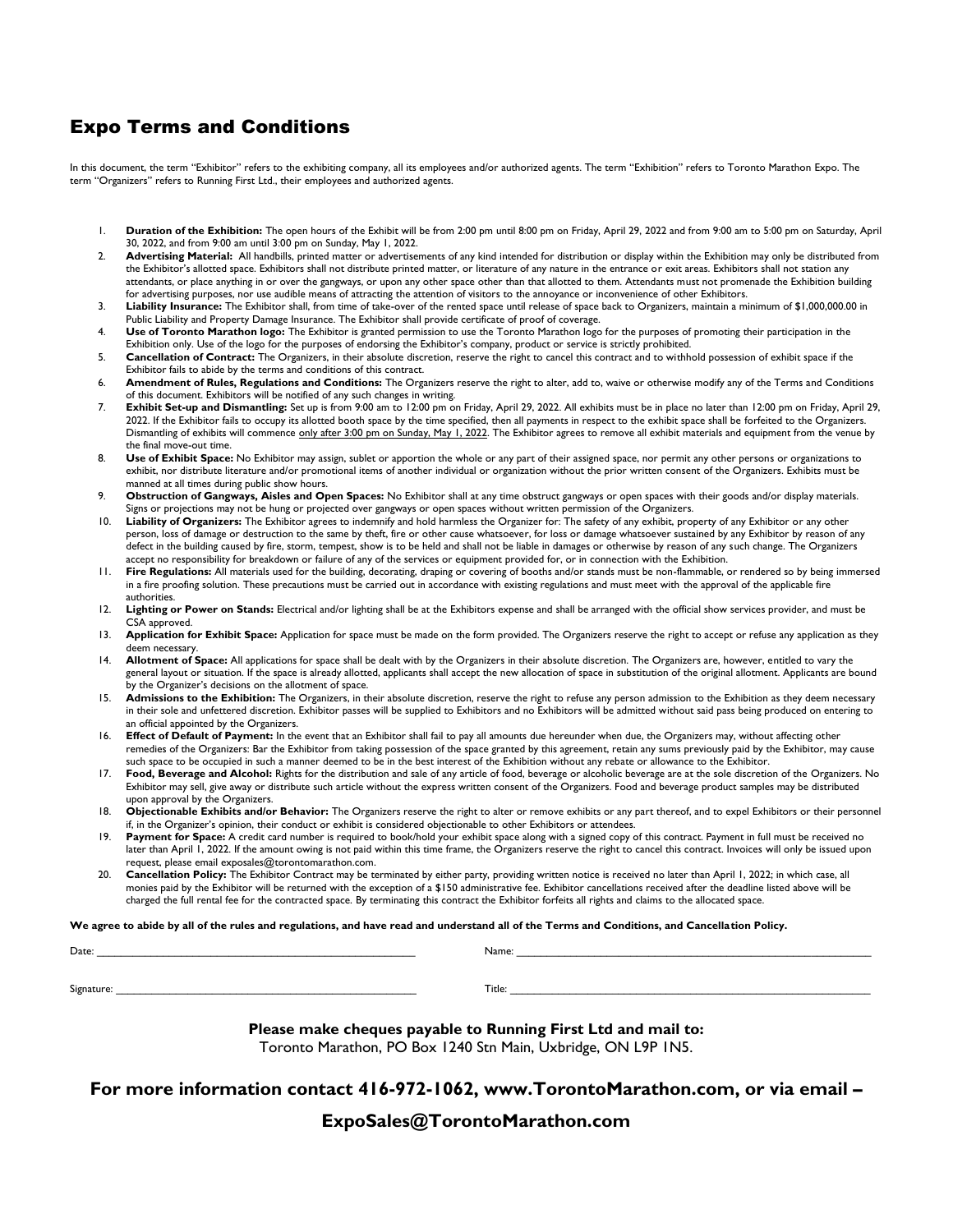# Expo Terms and Conditions

In this document, the term "Exhibitor" refers to the exhibiting company, all its employees and/or authorized agents. The term "Exhibition" refers to Toronto Marathon Expo. The term "Organizers" refers to Running First Ltd., their employees and authorized agents.

1. **Duration of the Exhibition:** The open hours of the Exhibit will be from 2:00 pm until 8:00 pm on Friday, April 29, 2022 and from 9:00 am to 5:00 pm on Saturday, April 30, 2022, and from 9:00 am until 3:00 pm on Sunday, May 1, 2022.
2. **Advertising Material:** All handbills, printed matter or advertisements of any kind intended for distribution or display within the Exhibition may only be distributed from the Exhibitor's allotted space. Exhibitors shall not distribute printed matter, or literature of any nature in the entrance or exit areas. Exhibitors shall not station any attendants, or place anything in or over the gangways, or upon any other space other than that allotted to them. Attendants must not promenade the Exhibition building for advertising purposes, nor use audible means of attracting the attention of visitors to the annoyance or inconvenience of other Exhibitors.
3. **Liability Insurance:** The Exhibitor shall, from time of take-over of the rented space until release of space back to Organizers, maintain a minimum of $1,000,000.00 in Public Liability and Property Damage Insurance. The Exhibitor shall provide certificate of proof of coverage.
4. **Use of Toronto Marathon logo:** The Exhibitor is granted permission to use the Toronto Marathon logo for the purposes of promoting their participation in the Exhibition only. Use of the logo for the purposes of endorsing the Exhibitor's company, product or service is strictly prohibited.
5. **Cancellation of Contract:** The Organizers, in their absolute discretion, reserve the right to cancel this contract and to withhold possession of exhibit space if the Exhibitor fails to abide by the terms and conditions of this contract.
6. **Amendment of Rules, Regulations and Conditions:** The Organizers reserve the right to alter, add to, waive or otherwise modify any of the Terms and Conditions of this document. Exhibitors will be notified of any such changes in writing.
7. **Exhibit Set-up and Dismantling:** Set up is from 9:00 am to 12:00 pm on Friday, April 29, 2022. All exhibits must be in place no later than 12:00 pm on Friday, April 29, 2022. If the Exhibitor fails to occupy its allotted booth space by the time specified, then all payments in respect to the exhibit space shall be forfeited to the Organizers. Dismantling of exhibits will commence only after 3:00 pm on Sunday, May 1, 2022. The Exhibitor agrees to remove all exhibit materials and equipment from the venue by the final move-out time.
8. **Use of Exhibit Space:** No Exhibitor may assign, sublet or apportion the whole or any part of their assigned space, nor permit any other persons or organizations to exhibit, nor distribute literature and/or promotional items of another individual or organization without the prior written consent of the Organizers. Exhibits must be manned at all times during public show hours.
9. **Obstruction of Gangways, Aisles and Open Spaces:** No Exhibitor shall at any time obstruct gangways or open spaces with their goods and/or display materials. Signs or projections may not be hung or projected over gangways or open spaces without written permission of the Organizers.
10. **Liability of Organizers:** The Exhibitor agrees to indemnify and hold harmless the Organizer for: The safety of any exhibit, property of any Exhibitor or any other person, loss of damage or destruction to the same by theft, fire or other cause whatsoever, for loss or damage whatsoever sustained by any Exhibitor by reason of any defect in the building caused by fire, storm, tempest, show is to be held and shall not be liable in damages or otherwise by reason of any such change. The Organizers accept no responsibility for breakdown or failure of any of the services or equipment provided for, or in connection with the Exhibition.
11. **Fire Regulations:** All materials used for the building, decorating, draping or covering of booths and/or stands must be non-flammable, or rendered so by being immersed in a fire proofing solution. These precautions must be carried out in accordance with existing regulations and must meet with the approval of the applicable fire authorities.
12. **Lighting or Power on Stands:** Electrical and/or lighting shall be at the Exhibitors expense and shall be arranged with the official show services provider, and must be CSA approved.
13. **Application for Exhibit Space:** Application for space must be made on the form provided. The Organizers reserve the right to accept or refuse any application as they deem necessary.
14. **Allotment of Space:** All applications for space shall be dealt with by the Organizers in their absolute discretion. The Organizers are, however, entitled to vary the general layout or situation. If the space is already allotted, applicants shall accept the new allocation of space in substitution of the original allotment. Applicants are bound by the Organizer's decisions on the allotment of space.
15. **Admissions to the Exhibition:** The Organizers, in their absolute discretion, reserve the right to refuse any person admission to the Exhibition as they deem necessary in their sole and unfettered discretion. Exhibitor passes will be supplied to Exhibitors and no Exhibitors will be admitted without said pass being produced on entering to an official appointed by the Organizers.
16. **Effect of Default of Payment:** In the event that an Exhibitor shall fail to pay all amounts due hereunder when due, the Organizers may, without affecting other remedies of the Organizers: Bar the Exhibitor from taking possession of the space granted by this agreement, retain any sums previously paid by the Exhibitor, may cause such space to be occupied in such a manner deemed to be in the best interest of the Exhibition without any rebate or allowance to the Exhibitor.
17. **Food, Beverage and Alcohol:** Rights for the distribution and sale of any article of food, beverage or alcoholic beverage are at the sole discretion of the Organizers. No Exhibitor may sell, give away or distribute such article without the express written consent of the Organizers. Food and beverage product samples may be distributed upon approval by the Organizers.
18. **Objectionable Exhibits and/or Behavior:** The Organizers reserve the right to alter or remove exhibits or any part thereof, and to expel Exhibitors or their personnel if, in the Organizer's opinion, their conduct or exhibit is considered objectionable to other Exhibitors or attendees.
19. **Payment for Space:** A credit card number is required to book/hold your exhibit space along with a signed copy of this contract. Payment in full must be received no later than April 1, 2022. If the amount owing is not paid within this time frame, the Organizers reserve the right to cancel this contract. Invoices will only be issued upon request, please email exposales@torontomarathon.com.
20. **Cancellation Policy:** The Exhibitor Contract may be terminated by either party, providing written notice is received no later than April 1, 2022; in which case, all monies paid by the Exhibitor will be returned with the exception of a $150 administrative fee. Exhibitor cancellations received after the deadline listed above will be charged the full rental fee for the contracted space. By terminating this contract the Exhibitor forfeits all rights and claims to the allocated space.

**We agree to abide by all of the rules and regulations, and have read and understand all of the Terms and Conditions, and Cancellation Policy.**

Date: ______________________________ Name: ______________________________

Signature: ______________________________ Title: ______________________________

**Please make cheques payable to Running First Ltd and mail to:**
Toronto Marathon, PO Box 1240 Stn Main, Uxbridge, ON L9P 1N5.

**For more information contact 416-972-1062, www.TorontoMarathon.com, or via email –**

**ExpoSales@TorontoMarathon.com**